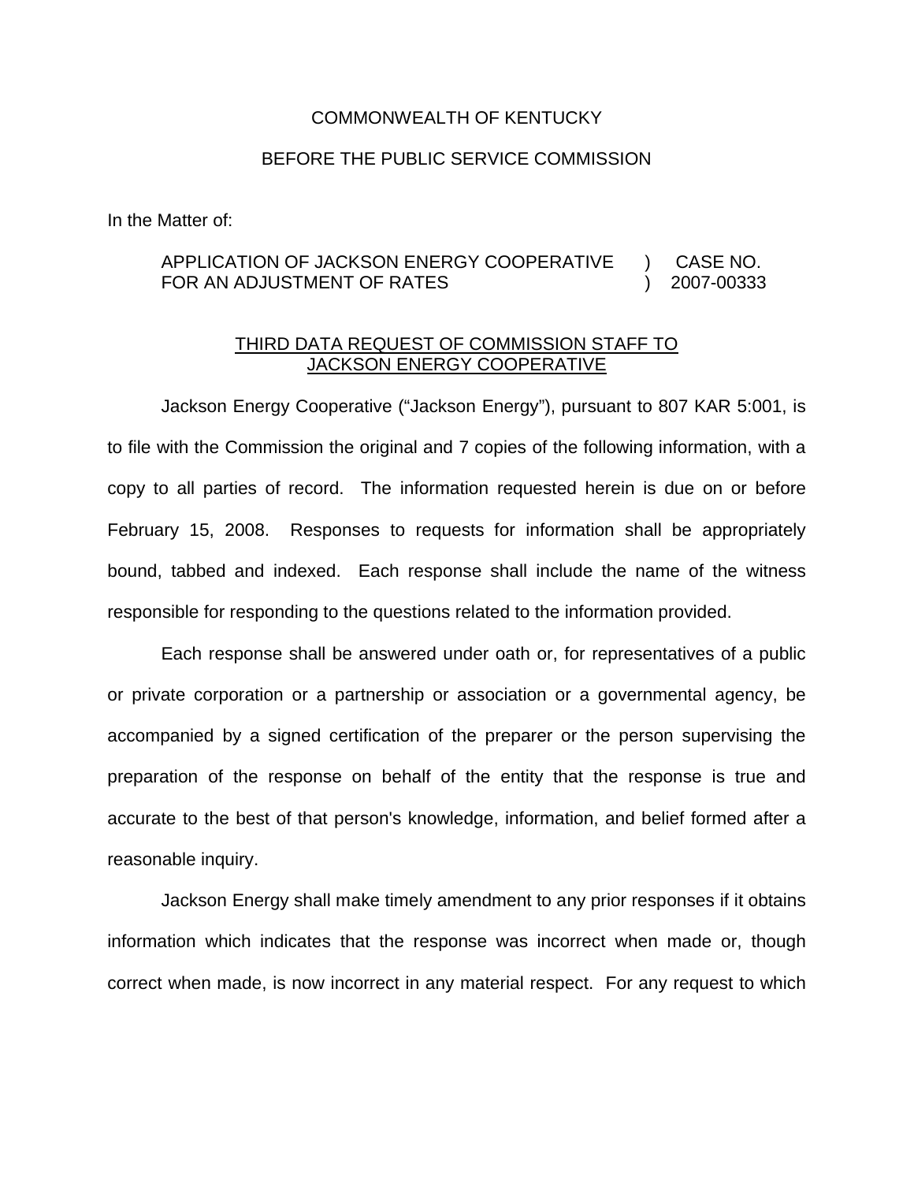COMMONWEALTH OF KENTUCKY

BEFORE THE PUBLIC SERVICE COMMISSION

In the Matter of:

| | | |
|---|---|---|
| APPLICATION OF JACKSON ENERGY COOPERATIVE FOR AN ADJUSTMENT OF RATES | ) ) | CASE NO. 2007-00333 |

<u>THIRD DATA REQUEST OF COMMISSION STAFF TO JACKSON ENERGY COOPERATIVE</u>

Jackson Energy Cooperative ("Jackson Energy"), pursuant to 807 KAR 5:001, is to file with the Commission the original and 7 copies of the following information, with a copy to all parties of record. The information requested herein is due on or before February 15, 2008. Responses to requests for information shall be appropriately bound, tabbed and indexed. Each response shall include the name of the witness responsible for responding to the questions related to the information provided.

Each response shall be answered under oath or, for representatives of a public or private corporation or a partnership or association or a governmental agency, be accompanied by a signed certification of the preparer or the person supervising the preparation of the response on behalf of the entity that the response is true and accurate to the best of that person's knowledge, information, and belief formed after a reasonable inquiry.

Jackson Energy shall make timely amendment to any prior responses if it obtains information which indicates that the response was incorrect when made or, though correct when made, is now incorrect in any material respect. For any request to which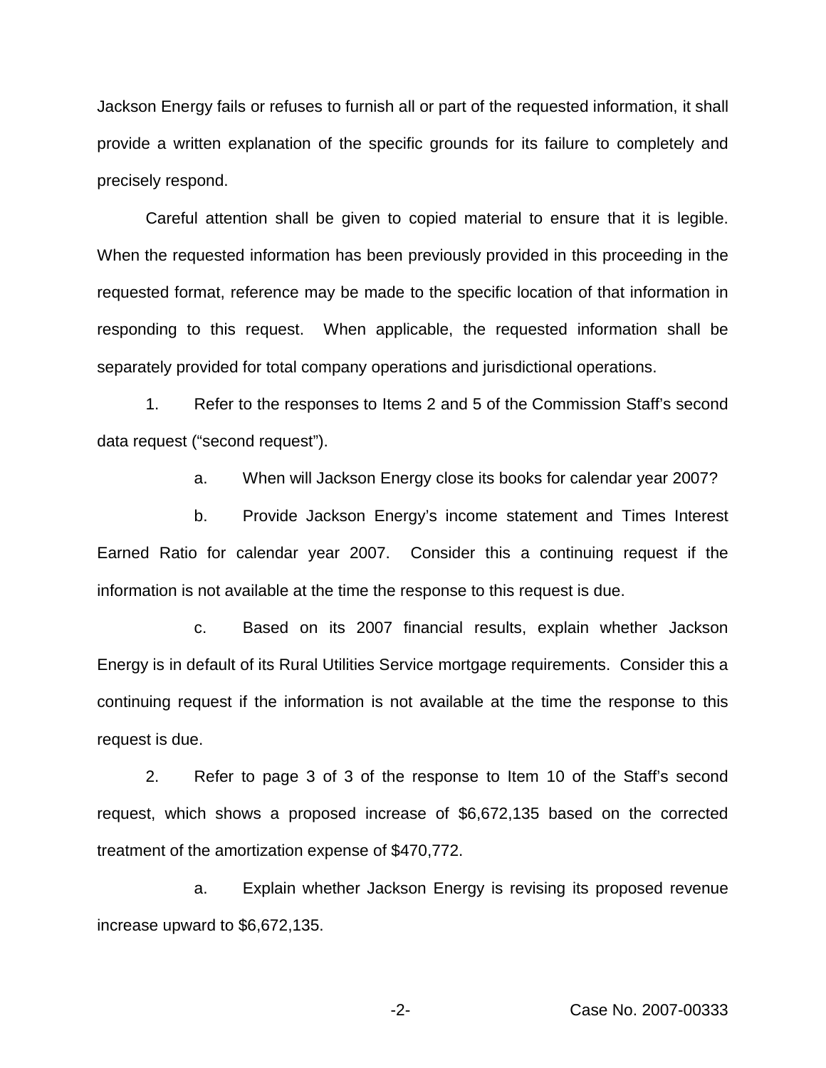Jackson Energy fails or refuses to furnish all or part of the requested information, it shall provide a written explanation of the specific grounds for its failure to completely and precisely respond.

Careful attention shall be given to copied material to ensure that it is legible. When the requested information has been previously provided in this proceeding in the requested format, reference may be made to the specific location of that information in responding to this request. When applicable, the requested information shall be separately provided for total company operations and jurisdictional operations.

1. Refer to the responses to Items 2 and 5 of the Commission Staff's second data request ("second request").

   a. When will Jackson Energy close its books for calendar year 2007?

   b. Provide Jackson Energy's income statement and Times Interest Earned Ratio for calendar year 2007. Consider this a continuing request if the information is not available at the time the response to this request is due.

   c. Based on its 2007 financial results, explain whether Jackson Energy is in default of its Rural Utilities Service mortgage requirements. Consider this a continuing request if the information is not available at the time the response to this request is due.

2. Refer to page 3 of 3 of the response to Item 10 of the Staff's second request, which shows a proposed increase of $6,672,135 based on the corrected treatment of the amortization expense of $470,772.

   a. Explain whether Jackson Energy is revising its proposed revenue increase upward to $6,672,135.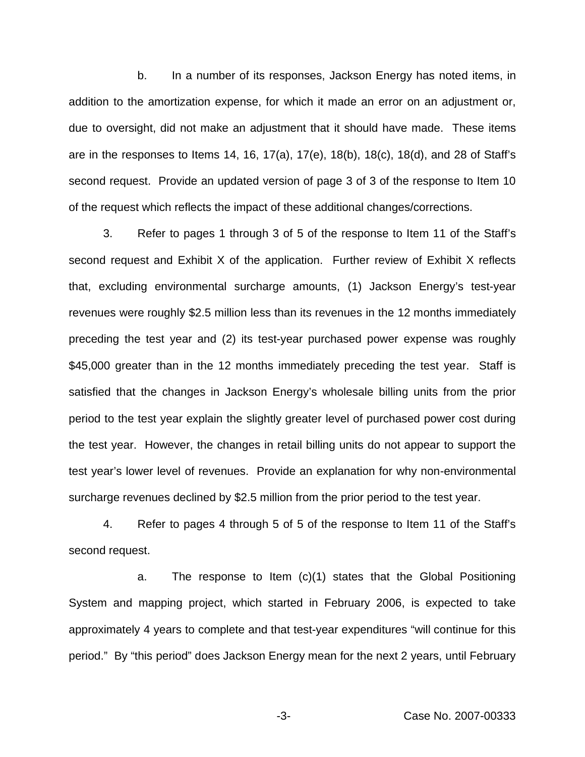b. In a number of its responses, Jackson Energy has noted items, in addition to the amortization expense, for which it made an error on an adjustment or, due to oversight, did not make an adjustment that it should have made. These items are in the responses to Items 14, 16, 17(a), 17(e), 18(b), 18(c), 18(d), and 28 of Staff's second request. Provide an updated version of page 3 of 3 of the response to Item 10 of the request which reflects the impact of these additional changes/corrections.

3. Refer to pages 1 through 3 of 5 of the response to Item 11 of the Staff's second request and Exhibit X of the application. Further review of Exhibit X reflects that, excluding environmental surcharge amounts, (1) Jackson Energy's test-year revenues were roughly $2.5 million less than its revenues in the 12 months immediately preceding the test year and (2) its test-year purchased power expense was roughly $45,000 greater than in the 12 months immediately preceding the test year. Staff is satisfied that the changes in Jackson Energy's wholesale billing units from the prior period to the test year explain the slightly greater level of purchased power cost during the test year. However, the changes in retail billing units do not appear to support the test year's lower level of revenues. Provide an explanation for why non-environmental surcharge revenues declined by $2.5 million from the prior period to the test year.

4. Refer to pages 4 through 5 of 5 of the response to Item 11 of the Staff's second request.

a. The response to Item (c)(1) states that the Global Positioning System and mapping project, which started in February 2006, is expected to take approximately 4 years to complete and that test-year expenditures "will continue for this period." By "this period" does Jackson Energy mean for the next 2 years, until February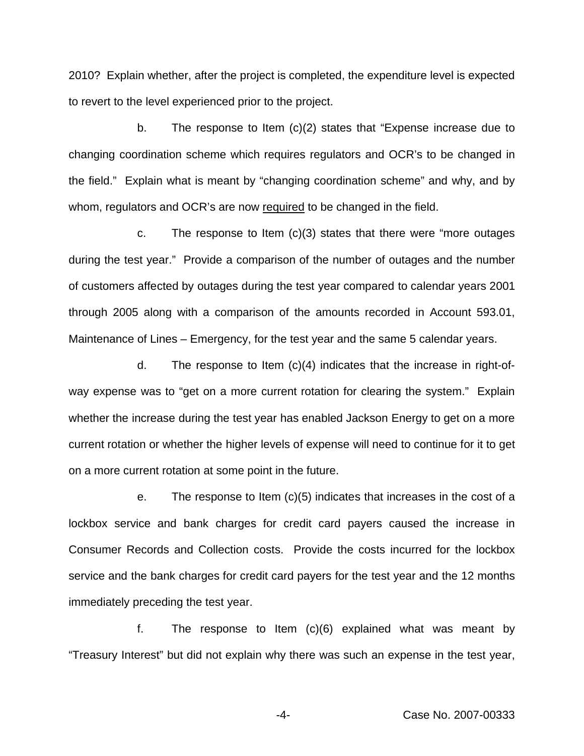2010? Explain whether, after the project is completed, the expenditure level is expected to revert to the level experienced prior to the project.

b. The response to Item (c)(2) states that "Expense increase due to changing coordination scheme which requires regulators and OCR's to be changed in the field." Explain what is meant by "changing coordination scheme" and why, and by whom, regulators and OCR's are now <u>required</u> to be changed in the field.

c. The response to Item (c)(3) states that there were "more outages during the test year." Provide a comparison of the number of outages and the number of customers affected by outages during the test year compared to calendar years 2001 through 2005 along with a comparison of the amounts recorded in Account 593.01, Maintenance of Lines – Emergency, for the test year and the same 5 calendar years.

d. The response to Item (c)(4) indicates that the increase in right-of-way expense was to "get on a more current rotation for clearing the system." Explain whether the increase during the test year has enabled Jackson Energy to get on a more current rotation or whether the higher levels of expense will need to continue for it to get on a more current rotation at some point in the future.

e. The response to Item (c)(5) indicates that increases in the cost of a lockbox service and bank charges for credit card payers caused the increase in Consumer Records and Collection costs. Provide the costs incurred for the lockbox service and the bank charges for credit card payers for the test year and the 12 months immediately preceding the test year.

f. The response to Item (c)(6) explained what was meant by "Treasury Interest" but did not explain why there was such an expense in the test year,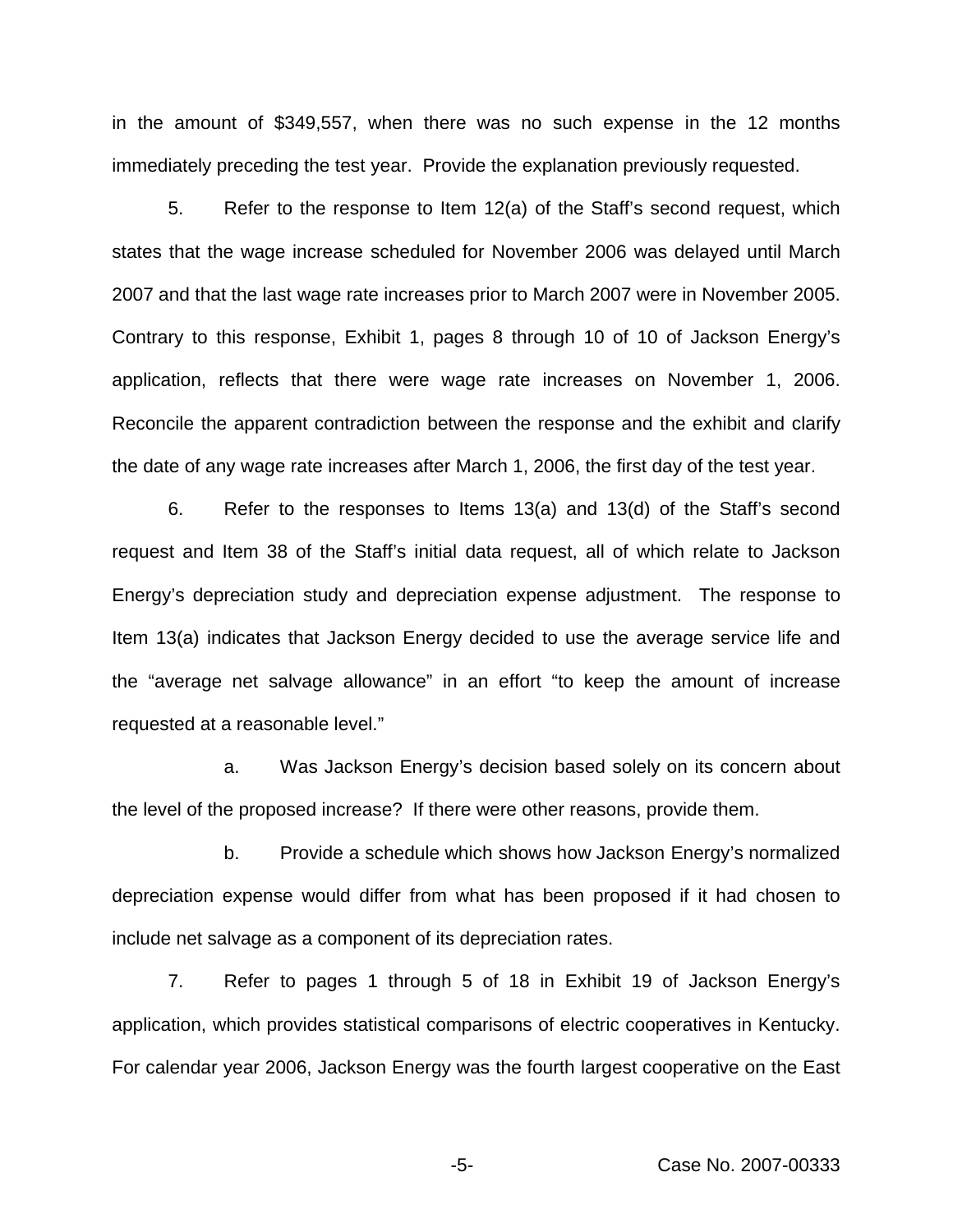in the amount of $349,557, when there was no such expense in the 12 months immediately preceding the test year. Provide the explanation previously requested.

5. Refer to the response to Item 12(a) of the Staff's second request, which states that the wage increase scheduled for November 2006 was delayed until March 2007 and that the last wage rate increases prior to March 2007 were in November 2005. Contrary to this response, Exhibit 1, pages 8 through 10 of 10 of Jackson Energy's application, reflects that there were wage rate increases on November 1, 2006. Reconcile the apparent contradiction between the response and the exhibit and clarify the date of any wage rate increases after March 1, 2006, the first day of the test year.

6. Refer to the responses to Items 13(a) and 13(d) of the Staff's second request and Item 38 of the Staff's initial data request, all of which relate to Jackson Energy's depreciation study and depreciation expense adjustment. The response to Item 13(a) indicates that Jackson Energy decided to use the average service life and the "average net salvage allowance" in an effort "to keep the amount of increase requested at a reasonable level."

a. Was Jackson Energy's decision based solely on its concern about the level of the proposed increase? If there were other reasons, provide them.

b. Provide a schedule which shows how Jackson Energy's normalized depreciation expense would differ from what has been proposed if it had chosen to include net salvage as a component of its depreciation rates.

7. Refer to pages 1 through 5 of 18 in Exhibit 19 of Jackson Energy's application, which provides statistical comparisons of electric cooperatives in Kentucky. For calendar year 2006, Jackson Energy was the fourth largest cooperative on the East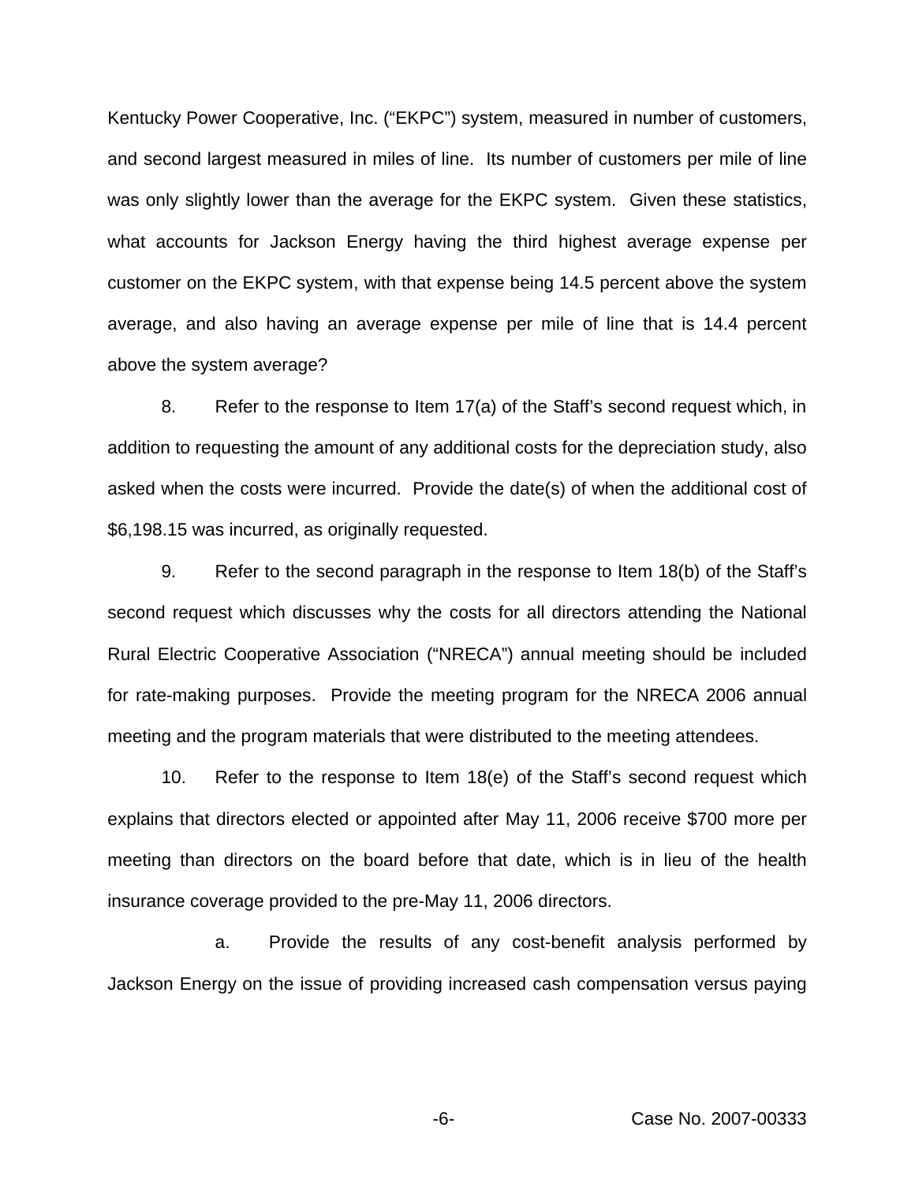Kentucky Power Cooperative, Inc. ("EKPC") system, measured in number of customers, and second largest measured in miles of line. Its number of customers per mile of line was only slightly lower than the average for the EKPC system. Given these statistics, what accounts for Jackson Energy having the third highest average expense per customer on the EKPC system, with that expense being 14.5 percent above the system average, and also having an average expense per mile of line that is 14.4 percent above the system average?

8. Refer to the response to Item 17(a) of the Staff's second request which, in addition to requesting the amount of any additional costs for the depreciation study, also asked when the costs were incurred. Provide the date(s) of when the additional cost of $6,198.15 was incurred, as originally requested.

9. Refer to the second paragraph in the response to Item 18(b) of the Staff's second request which discusses why the costs for all directors attending the National Rural Electric Cooperative Association ("NRECA") annual meeting should be included for rate-making purposes. Provide the meeting program for the NRECA 2006 annual meeting and the program materials that were distributed to the meeting attendees.

10. Refer to the response to Item 18(e) of the Staff's second request which explains that directors elected or appointed after May 11, 2006 receive $700 more per meeting than directors on the board before that date, which is in lieu of the health insurance coverage provided to the pre-May 11, 2006 directors.

a. Provide the results of any cost-benefit analysis performed by Jackson Energy on the issue of providing increased cash compensation versus paying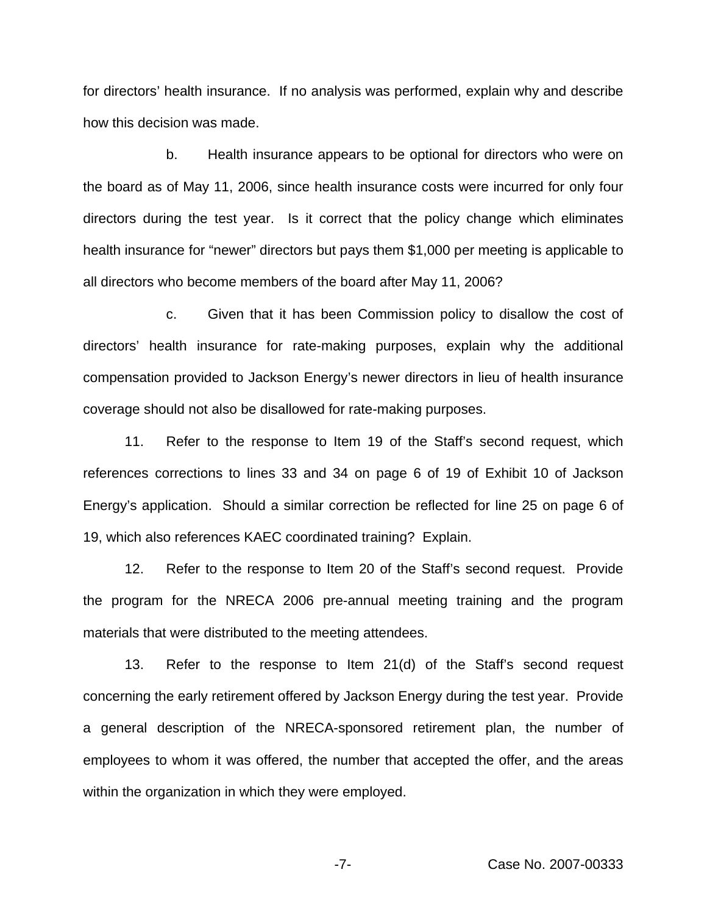for directors' health insurance. If no analysis was performed, explain why and describe how this decision was made.

b. Health insurance appears to be optional for directors who were on the board as of May 11, 2006, since health insurance costs were incurred for only four directors during the test year. Is it correct that the policy change which eliminates health insurance for "newer" directors but pays them $1,000 per meeting is applicable to all directors who become members of the board after May 11, 2006?

c. Given that it has been Commission policy to disallow the cost of directors' health insurance for rate-making purposes, explain why the additional compensation provided to Jackson Energy's newer directors in lieu of health insurance coverage should not also be disallowed for rate-making purposes.

11. Refer to the response to Item 19 of the Staff's second request, which references corrections to lines 33 and 34 on page 6 of 19 of Exhibit 10 of Jackson Energy's application. Should a similar correction be reflected for line 25 on page 6 of 19, which also references KAEC coordinated training? Explain.

12. Refer to the response to Item 20 of the Staff's second request. Provide the program for the NRECA 2006 pre-annual meeting training and the program materials that were distributed to the meeting attendees.

13. Refer to the response to Item 21(d) of the Staff's second request concerning the early retirement offered by Jackson Energy during the test year. Provide a general description of the NRECA-sponsored retirement plan, the number of employees to whom it was offered, the number that accepted the offer, and the areas within the organization in which they were employed.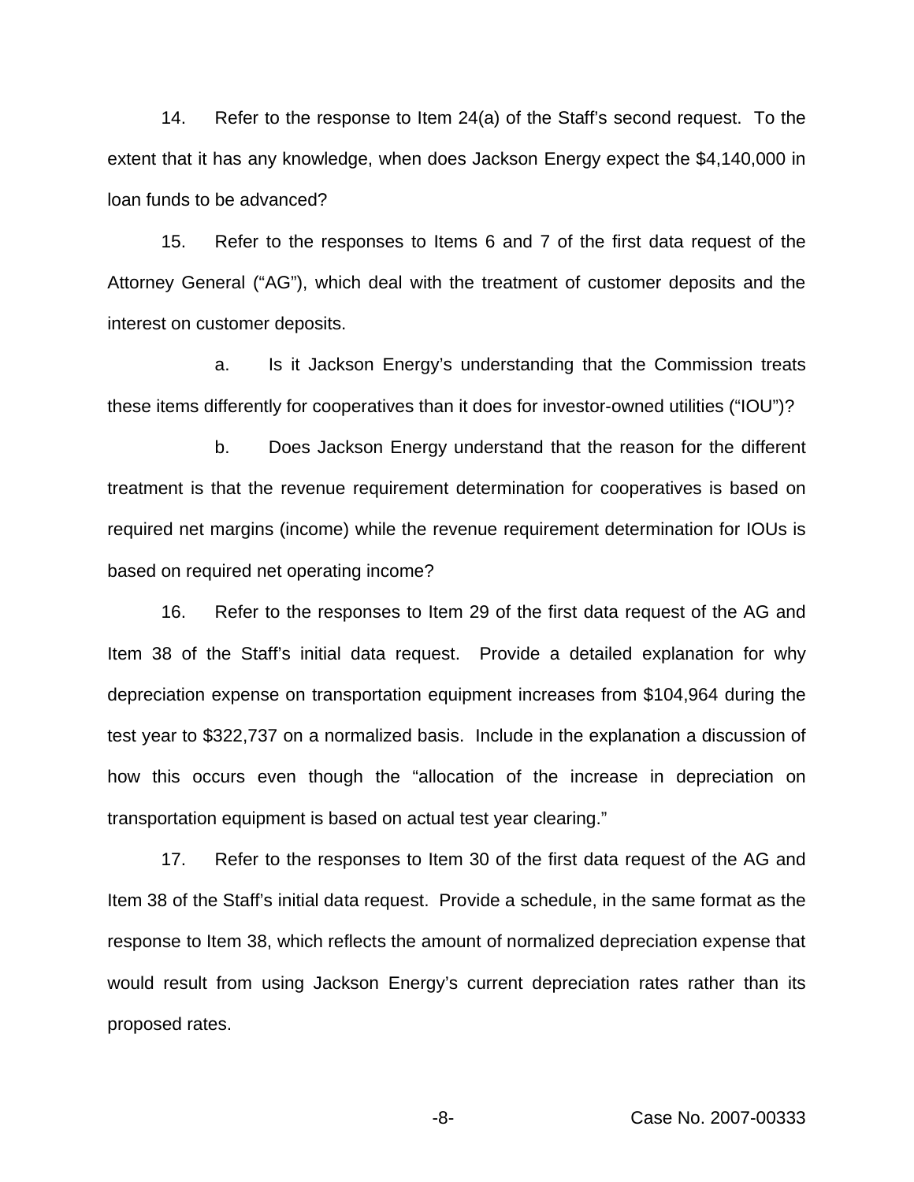14. Refer to the response to Item 24(a) of the Staff's second request. To the extent that it has any knowledge, when does Jackson Energy expect the $4,140,000 in loan funds to be advanced?

15. Refer to the responses to Items 6 and 7 of the first data request of the Attorney General ("AG"), which deal with the treatment of customer deposits and the interest on customer deposits.

a. Is it Jackson Energy's understanding that the Commission treats these items differently for cooperatives than it does for investor-owned utilities ("IOU")?

b. Does Jackson Energy understand that the reason for the different treatment is that the revenue requirement determination for cooperatives is based on required net margins (income) while the revenue requirement determination for IOUs is based on required net operating income?

16. Refer to the responses to Item 29 of the first data request of the AG and Item 38 of the Staff's initial data request. Provide a detailed explanation for why depreciation expense on transportation equipment increases from $104,964 during the test year to $322,737 on a normalized basis. Include in the explanation a discussion of how this occurs even though the "allocation of the increase in depreciation on transportation equipment is based on actual test year clearing."

17. Refer to the responses to Item 30 of the first data request of the AG and Item 38 of the Staff's initial data request. Provide a schedule, in the same format as the response to Item 38, which reflects the amount of normalized depreciation expense that would result from using Jackson Energy's current depreciation rates rather than its proposed rates.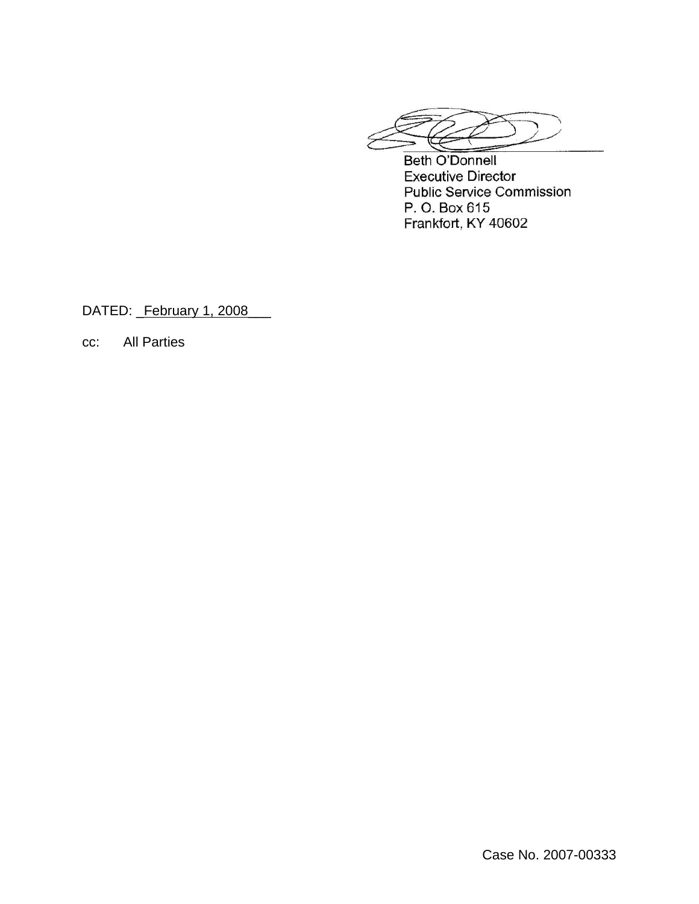Beth O'Donnell
Executive Director
Public Service Commission
P. O. Box 615
Frankfort, KY 40602

DATED: _February 1, 2008___

cc: All Parties

Case No. 2007-00333